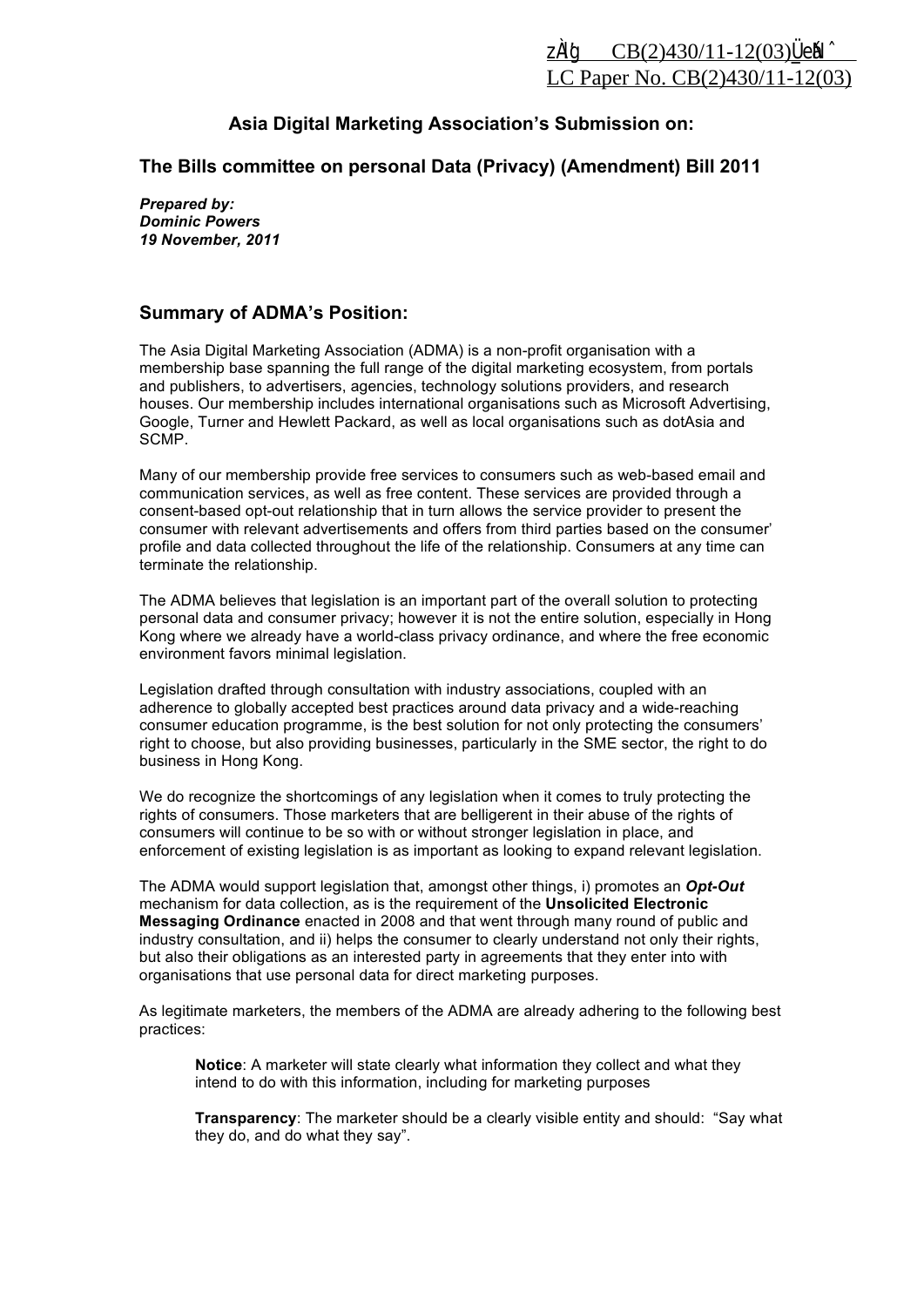立法會 CB(2)430/11-12(03)號文件
LC Paper No. CB(2)430/11-12(03)

## Asia Digital Marketing Association's Submission on:

## The Bills committee on personal Data (Privacy) (Amendment) Bill 2011

***Prepared by:***
***Dominic Powers***
***19 November, 2011***

## Summary of ADMA's Position:

The Asia Digital Marketing Association (ADMA) is a non-profit organisation with a membership base spanning the full range of the digital marketing ecosystem, from portals and publishers, to advertisers, agencies, technology solutions providers, and research houses. Our membership includes international organisations such as Microsoft Advertising, Google, Turner and Hewlett Packard, as well as local organisations such as dotAsia and SCMP.

Many of our membership provide free services to consumers such as web-based email and communication services, as well as free content. These services are provided through a consent-based opt-out relationship that in turn allows the service provider to present the consumer with relevant advertisements and offers from third parties based on the consumer' profile and data collected throughout the life of the relationship. Consumers at any time can terminate the relationship.

The ADMA believes that legislation is an important part of the overall solution to protecting personal data and consumer privacy; however it is not the entire solution, especially in Hong Kong where we already have a world-class privacy ordinance, and where the free economic environment favors minimal legislation.

Legislation drafted through consultation with industry associations, coupled with an adherence to globally accepted best practices around data privacy and a wide-reaching consumer education programme, is the best solution for not only protecting the consumers' right to choose, but also providing businesses, particularly in the SME sector, the right to do business in Hong Kong.

We do recognize the shortcomings of any legislation when it comes to truly protecting the rights of consumers. Those marketers that are belligerent in their abuse of the rights of consumers will continue to be so with or without stronger legislation in place, and enforcement of existing legislation is as important as looking to expand relevant legislation.

The ADMA would support legislation that, amongst other things, i) promotes an ***Opt-Out*** mechanism for data collection, as is the requirement of the **Unsolicited Electronic Messaging Ordinance** enacted in 2008 and that went through many round of public and industry consultation, and ii) helps the consumer to clearly understand not only their rights, but also their obligations as an interested party in agreements that they enter into with organisations that use personal data for direct marketing purposes.

As legitimate marketers, the members of the ADMA are already adhering to the following best practices:

**Notice**: A marketer will state clearly what information they collect and what they intend to do with this information, including for marketing purposes

**Transparency**: The marketer should be a clearly visible entity and should: "Say what they do, and do what they say".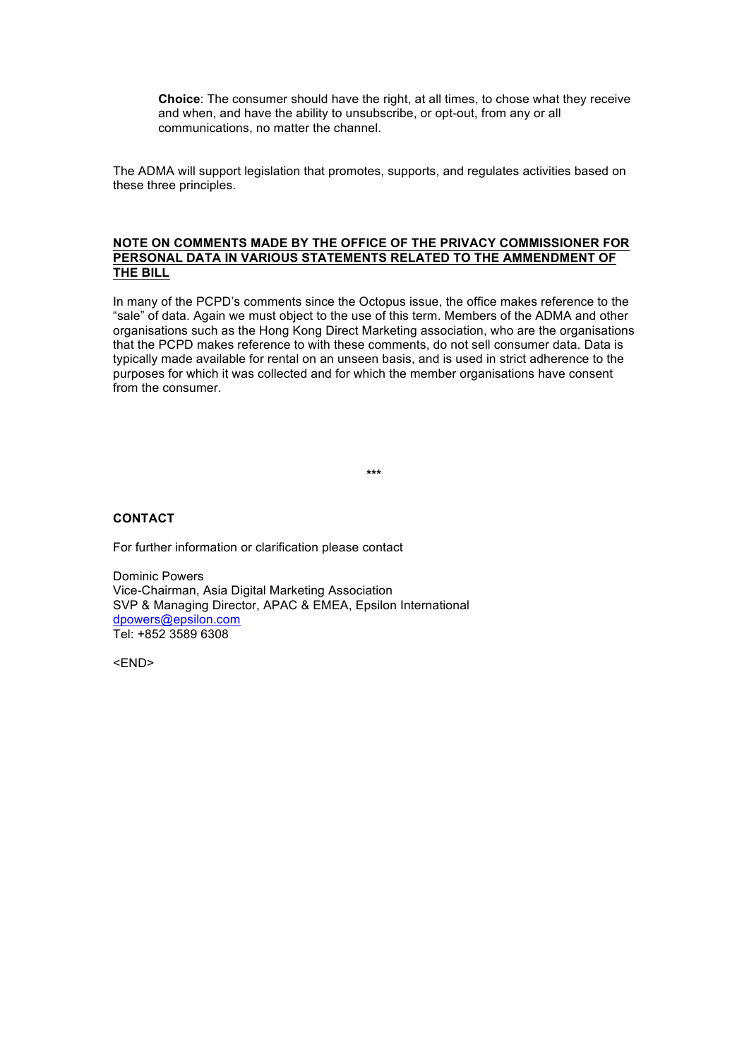**Choice**: The consumer should have the right, at all times, to chose what they receive and when, and have the ability to unsubscribe, or opt-out, from any or all communications, no matter the channel.

The ADMA will support legislation that promotes, supports, and regulates activities based on these three principles.

## NOTE ON COMMENTS MADE BY THE OFFICE OF THE PRIVACY COMMISSIONER FOR PERSONAL DATA IN VARIOUS STATEMENTS RELATED TO THE AMMENDMENT OF THE BILL

In many of the PCPD's comments since the Octopus issue, the office makes reference to the "sale" of data. Again we must object to the use of this term. Members of the ADMA and other organisations such as the Hong Kong Direct Marketing association, who are the organisations that the PCPD makes reference to with these comments, do not sell consumer data. Data is typically made available for rental on an unseen basis, and is used in strict adherence to the purposes for which it was collected and for which the member organisations have consent from the consumer.

***

## CONTACT

For further information or clarification please contact

Dominic Powers
Vice-Chairman, Asia Digital Marketing Association
SVP & Managing Director, APAC & EMEA, Epsilon International
dpowers@epsilon.com
Tel: +852 3589 6308

<END>